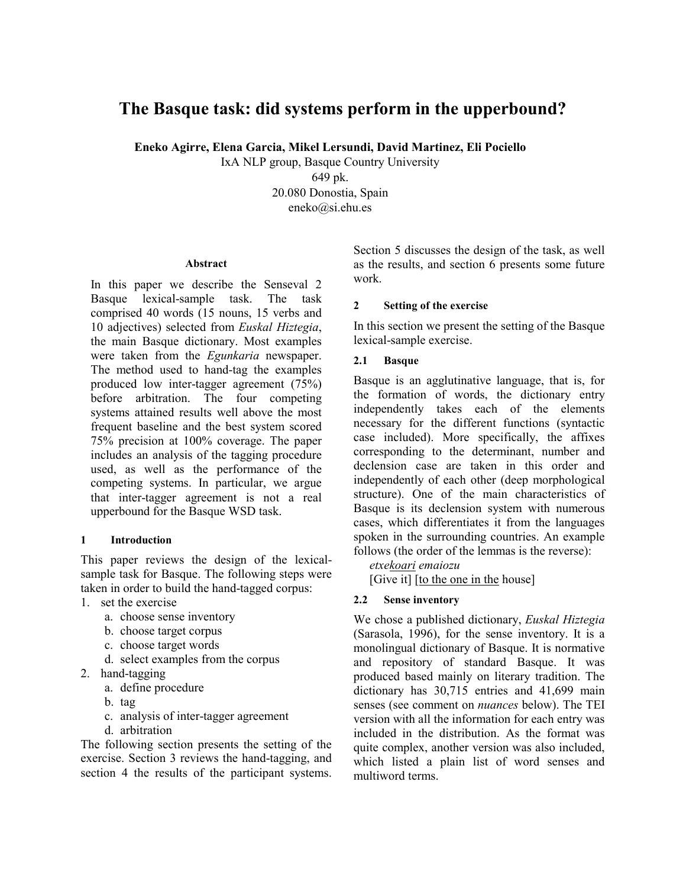# The Basque task: did systems perform in the upperbound?

**Eneko Agirre, Elena Garcia, Mikel Lersundi, David Martinez, Eli Pociello**

IxA NLP group, Basque Country University
649 pk.
20.080 Donostia, Spain
eneko@si.ehu.es

### Abstract

In this paper we describe the Senseval 2 Basque lexical-sample task. The task comprised 40 words (15 nouns, 15 verbs and 10 adjectives) selected from *Euskal Hiztegia*, the main Basque dictionary. Most examples were taken from the *Egunkaria* newspaper. The method used to hand-tag the examples produced low inter-tagger agreement (75%) before arbitration. The four competing systems attained results well above the most frequent baseline and the best system scored 75% precision at 100% coverage. The paper includes an analysis of the tagging procedure used, as well as the performance of the competing systems. In particular, we argue that inter-tagger agreement is not a real upperbound for the Basque WSD task.

## 1 Introduction

This paper reviews the design of the lexical-sample task for Basque. The following steps were taken in order to build the hand-tagged corpus:

1. set the exercise
    a. choose sense inventory
    b. choose target corpus
    c. choose target words
    d. select examples from the corpus
2. hand-tagging
    a. define procedure
    b. tag
    c. analysis of inter-tagger agreement
    d. arbitration

The following section presents the setting of the exercise. Section 3 reviews the hand-tagging, and section 4 the results of the participant systems. Section 5 discusses the design of the task, as well as the results, and section 6 presents some future work.

## 2 Setting of the exercise

In this section we present the setting of the Basque lexical-sample exercise.

### 2.1 Basque

Basque is an agglutinative language, that is, for the formation of words, the dictionary entry independently takes each of the elements necessary for the different functions (syntactic case included). More specifically, the affixes corresponding to the determinant, number and declension case are taken in this order and independently of each other (deep morphological structure). One of the main characteristics of Basque is its declension system with numerous cases, which differentiates it from the languages spoken in the surrounding countries. An example follows (the order of the lemmas is the reverse):

*etxe<u>koari</u> emaiozu*
[Give it] [<u>to the one in the</u> house]

### 2.2 Sense inventory

We chose a published dictionary, *Euskal Hiztegia* (Sarasola, 1996), for the sense inventory. It is a monolingual dictionary of Basque. It is normative and repository of standard Basque. It was produced based mainly on literary tradition. The dictionary has 30,715 entries and 41,699 main senses (see comment on *nuances* below). The TEI version with all the information for each entry was included in the distribution. As the format was quite complex, another version was also included, which listed a plain list of word senses and multiword terms.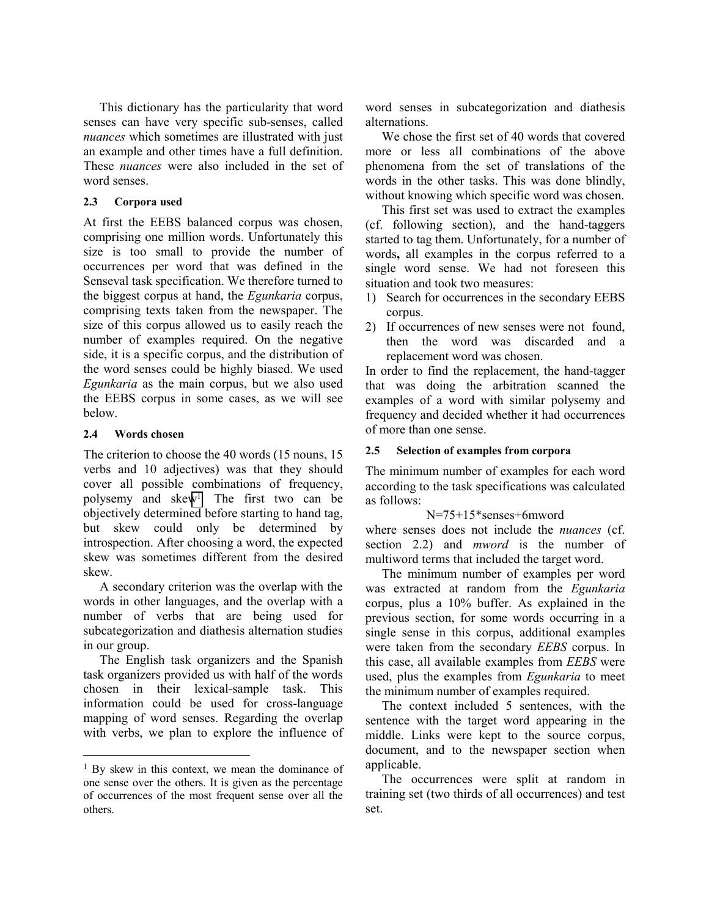This dictionary has the particularity that word senses can have very specific sub-senses, called *nuances* which sometimes are illustrated with just an example and other times have a full definition. These *nuances* were also included in the set of word senses.

### 2.3 Corpora used

At first the EEBS balanced corpus was chosen, comprising one million words. Unfortunately this size is too small to provide the number of occurrences per word that was defined in the Senseval task specification. We therefore turned to the biggest corpus at hand, the *Egunkaria* corpus, comprising texts taken from the newspaper. The size of this corpus allowed us to easily reach the number of examples required. On the negative side, it is a specific corpus, and the distribution of the word senses could be highly biased. We used *Egunkaria* as the main corpus, but we also used the EEBS corpus in some cases, as we will see below.

### 2.4 Words chosen

The criterion to choose the 40 words (15 nouns, 15 verbs and 10 adjectives) was that they should cover all possible combinations of frequency, polysemy and skew[1]. The first two can be objectively determined before starting to hand tag, but skew could only be determined by introspection. After choosing a word, the expected skew was sometimes different from the desired skew.

A secondary criterion was the overlap with the words in other languages, and the overlap with a number of verbs that are being used for subcategorization and diathesis alternation studies in our group.

The English task organizers and the Spanish task organizers provided us with half of the words chosen in their lexical-sample task. This information could be used for cross-language mapping of word senses. Regarding the overlap with verbs, we plan to explore the influence of word senses in subcategorization and diathesis alternations.

We chose the first set of 40 words that covered more or less all combinations of the above phenomena from the set of translations of the words in the other tasks. This was done blindly, without knowing which specific word was chosen.

This first set was used to extract the examples (cf. following section), and the hand-taggers started to tag them. Unfortunately, for a number of words**,** all examples in the corpus referred to a single word sense. We had not foreseen this situation and took two measures:

1) Search for occurrences in the secondary EEBS corpus.
2) If occurrences of new senses were not found, then the word was discarded and a replacement word was chosen.

In order to find the replacement, the hand-tagger that was doing the arbitration scanned the examples of a word with similar polysemy and frequency and decided whether it had occurrences of more than one sense.

### 2.5 Selection of examples from corpora

The minimum number of examples for each word according to the task specifications was calculated as follows:

$$N=75+15*senses+6mword$$

where senses does not include the *nuances* (cf. section 2.2) and *mword* is the number of multiword terms that included the target word.

The minimum number of examples per word was extracted at random from the *Egunkaria* corpus, plus a 10% buffer. As explained in the previous section, for some words occurring in a single sense in this corpus, additional examples were taken from the secondary *EEBS* corpus. In this case, all available examples from *EEBS* were used, plus the examples from *Egunkaria* to meet the minimum number of examples required.

The context included 5 sentences, with the sentence with the target word appearing in the middle. Links were kept to the source corpus, document, and to the newspaper section when applicable.

The occurrences were split at random in training set (two thirds of all occurrences) and test set.

---

[1] By skew in this context, we mean the dominance of one sense over the others. It is given as the percentage of occurrences of the most frequent sense over all the others.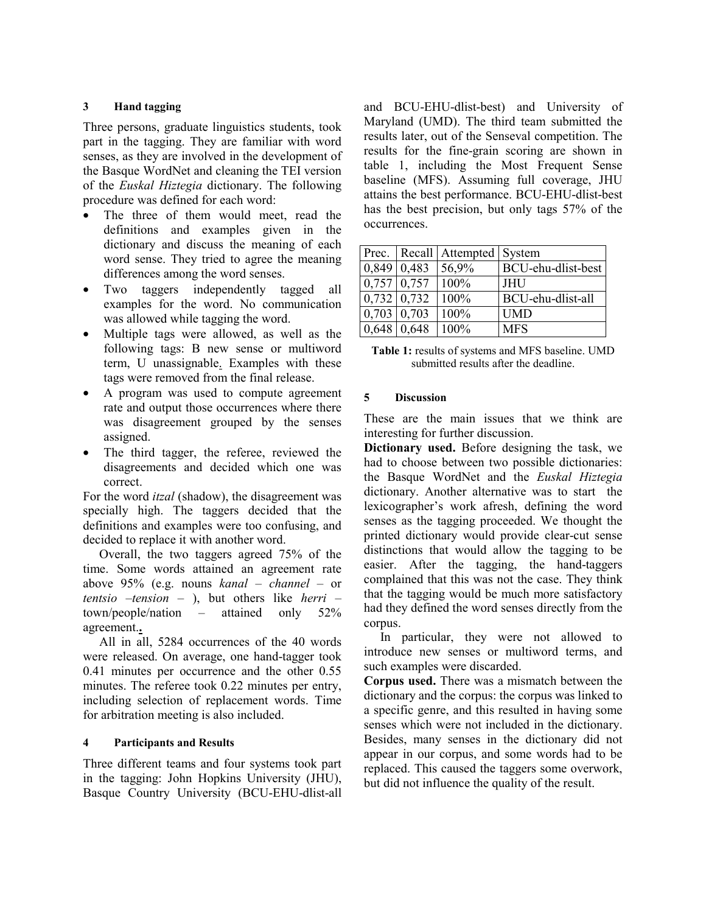## 3 Hand tagging

Three persons, graduate linguistics students, took part in the tagging. They are familiar with word senses, as they are involved in the development of the Basque WordNet and cleaning the TEI version of the *Euskal Hiztegia* dictionary. The following procedure was defined for each word:

- The three of them would meet, read the definitions and examples given in the dictionary and discuss the meaning of each word sense. They tried to agree the meaning differences among the word senses.
- Two taggers independently tagged all examples for the word. No communication was allowed while tagging the word.
- Multiple tags were allowed, as well as the following tags: B new sense or multiword term, U unassignable. Examples with these tags were removed from the final release.
- A program was used to compute agreement rate and output those occurrences where there was disagreement grouped by the senses assigned.
- The third tagger, the referee, reviewed the disagreements and decided which one was correct.

For the word *itzal* (shadow), the disagreement was specially high. The taggers decided that the definitions and examples were too confusing, and decided to replace it with another word.

Overall, the two taggers agreed 75% of the time. Some words attained an agreement rate above 95% (e.g. nouns *kanal* – *channel* – or *tentsio* –*tension* – ), but others like *herri* – town/people/nation – attained only 52% agreement.

All in all, 5284 occurrences of the 40 words were released. On average, one hand-tagger took 0.41 minutes per occurrence and the other 0.55 minutes. The referee took 0.22 minutes per entry, including selection of replacement words. Time for arbitration meeting is also included.

## 4 Participants and Results

Three different teams and four systems took part in the tagging: John Hopkins University (JHU), Basque Country University (BCU-EHU-dlist-all and BCU-EHU-dlist-best) and University of Maryland (UMD). The third team submitted the results later, out of the Senseval competition. The results for the fine-grain scoring are shown in table 1, including the Most Frequent Sense baseline (MFS). Assuming full coverage, JHU attains the best performance. BCU-EHU-dlist-best has the best precision, but only tags 57% of the occurrences.

| Prec. | Recall | Attempted | System |
|---|---|---|---|
| 0,849 | 0,483 | 56,9% | BCU-ehu-dlist-best |
| 0,757 | 0,757 | 100% | JHU |
| 0,732 | 0,732 | 100% | BCU-ehu-dlist-all |
| 0,703 | 0,703 | 100% | UMD |
| 0,648 | 0,648 | 100% | MFS |

**Table 1:** results of systems and MFS baseline. UMD submitted results after the deadline.

## 5 Discussion

These are the main issues that we think are interesting for further discussion.

**Dictionary used.** Before designing the task, we had to choose between two possible dictionaries: the Basque WordNet and the *Euskal Hiztegia* dictionary. Another alternative was to start the lexicographer's work afresh, defining the word senses as the tagging proceeded. We thought the printed dictionary would provide clear-cut sense distinctions that would allow the tagging to be easier. After the tagging, the hand-taggers complained that this was not the case. They think that the tagging would be much more satisfactory had they defined the word senses directly from the corpus.

In particular, they were not allowed to introduce new senses or multiword terms, and such examples were discarded.

**Corpus used.** There was a mismatch between the dictionary and the corpus: the corpus was linked to a specific genre, and this resulted in having some senses which were not included in the dictionary. Besides, many senses in the dictionary did not appear in our corpus, and some words had to be replaced. This caused the taggers some overwork, but did not influence the quality of the result.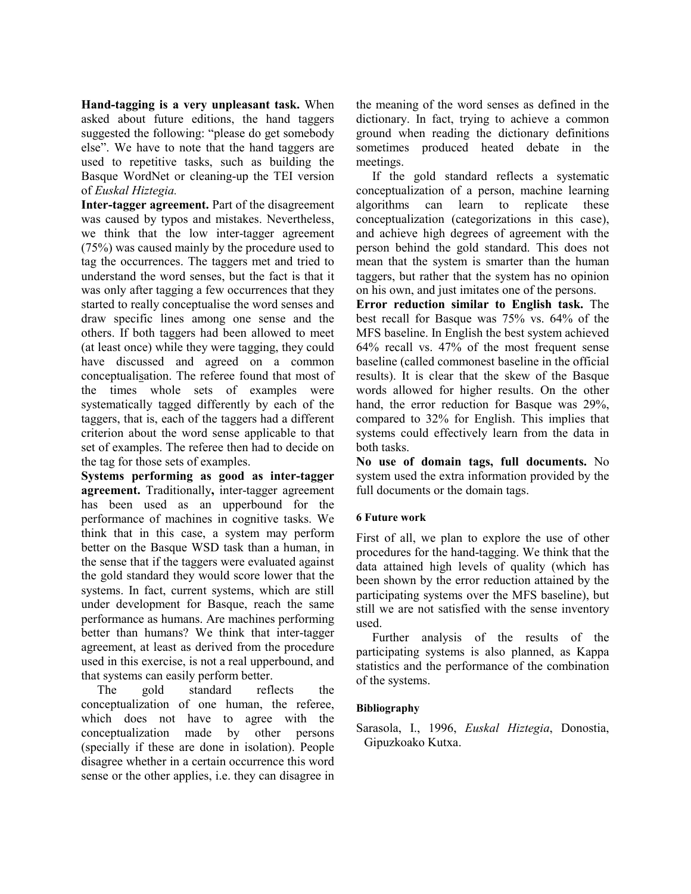**Hand-tagging is a very unpleasant task.** When asked about future editions, the hand taggers suggested the following: "please do get somebody else". We have to note that the hand taggers are used to repetitive tasks, such as building the Basque WordNet or cleaning-up the TEI version of *Euskal Hiztegia.*

**Inter-tagger agreement.** Part of the disagreement was caused by typos and mistakes. Nevertheless, we think that the low inter-tagger agreement (75%) was caused mainly by the procedure used to tag the occurrences. The taggers met and tried to understand the word senses, but the fact is that it was only after tagging a few occurrences that they started to really conceptualise the word senses and draw specific lines among one sense and the others. If both taggers had been allowed to meet (at least once) while they were tagging, they could have discussed and agreed on a common conceptualisation. The referee found that most of the times whole sets of examples were systematically tagged differently by each of the taggers, that is, each of the taggers had a different criterion about the word sense applicable to that set of examples. The referee then had to decide on the tag for those sets of examples.

**Systems performing as good as inter-tagger agreement.** Traditionally**,** inter-tagger agreement has been used as an upperbound for the performance of machines in cognitive tasks. We think that in this case, a system may perform better on the Basque WSD task than a human, in the sense that if the taggers were evaluated against the gold standard they would score lower that the systems. In fact, current systems, which are still under development for Basque, reach the same performance as humans. Are machines performing better than humans? We think that inter-tagger agreement, at least as derived from the procedure used in this exercise, is not a real upperbound, and that systems can easily perform better.

The gold standard reflects the conceptualization of one human, the referee, which does not have to agree with the conceptualization made by other persons (specially if these are done in isolation). People disagree whether in a certain occurrence this word sense or the other applies, i.e. they can disagree in the meaning of the word senses as defined in the dictionary. In fact, trying to achieve a common ground when reading the dictionary definitions sometimes produced heated debate in the meetings.

If the gold standard reflects a systematic conceptualization of a person, machine learning algorithms can learn to replicate these conceptualization (categorizations in this case), and achieve high degrees of agreement with the person behind the gold standard. This does not mean that the system is smarter than the human taggers, but rather that the system has no opinion on his own, and just imitates one of the persons.

**Error reduction similar to English task.** The best recall for Basque was 75% vs. 64% of the MFS baseline. In English the best system achieved 64% recall vs. 47% of the most frequent sense baseline (called commonest baseline in the official results). It is clear that the skew of the Basque words allowed for higher results. On the other hand, the error reduction for Basque was 29%, compared to 32% for English. This implies that systems could effectively learn from the data in both tasks.

**No use of domain tags, full documents.** No system used the extra information provided by the full documents or the domain tags.

## 6 Future work

First of all, we plan to explore the use of other procedures for the hand-tagging. We think that the data attained high levels of quality (which has been shown by the error reduction attained by the participating systems over the MFS baseline), but still we are not satisfied with the sense inventory used.

Further analysis of the results of the participating systems is also planned, as Kappa statistics and the performance of the combination of the systems.

## Bibliography

Sarasola, I., 1996, *Euskal Hiztegia*, Donostia, Gipuzkoako Kutxa.